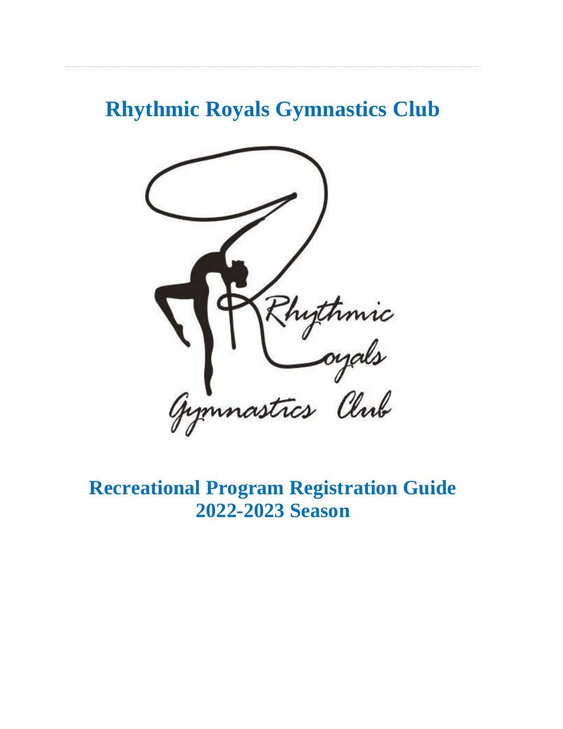# Rhythmic Royals Gymnastics Club

## Recreational Program Registration Guide 2022-2023 Season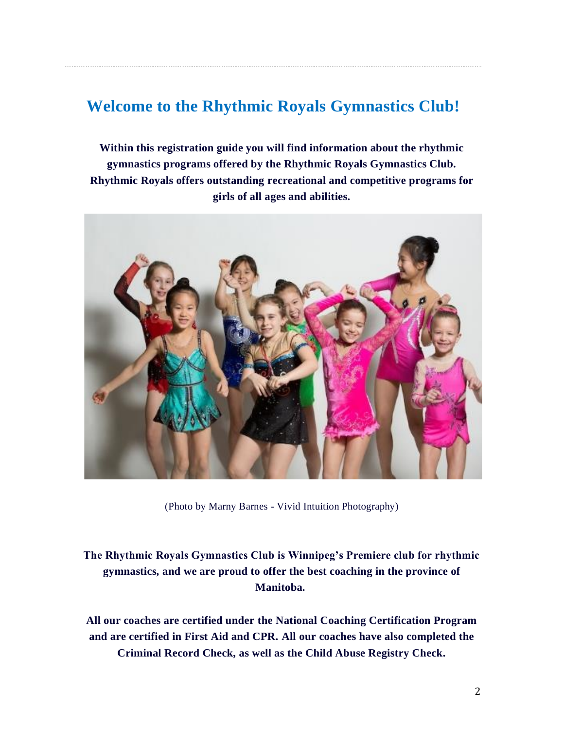## Welcome to the Rhythmic Royals Gymnastics Club!

**Within this registration guide you will find information about the rhythmic gymnastics programs offered by the Rhythmic Royals Gymnastics Club. Rhythmic Royals offers outstanding recreational and competitive programs for girls of all ages and abilities.**

(Photo by Marny Barnes - Vivid Intuition Photography)

**The Rhythmic Royals Gymnastics Club is Winnipeg's Premiere club for rhythmic gymnastics, and we are proud to offer the best coaching in the province of Manitoba.**

**All our coaches are certified under the National Coaching Certification Program and are certified in First Aid and CPR. All our coaches have also completed the Criminal Record Check, as well as the Child Abuse Registry Check.**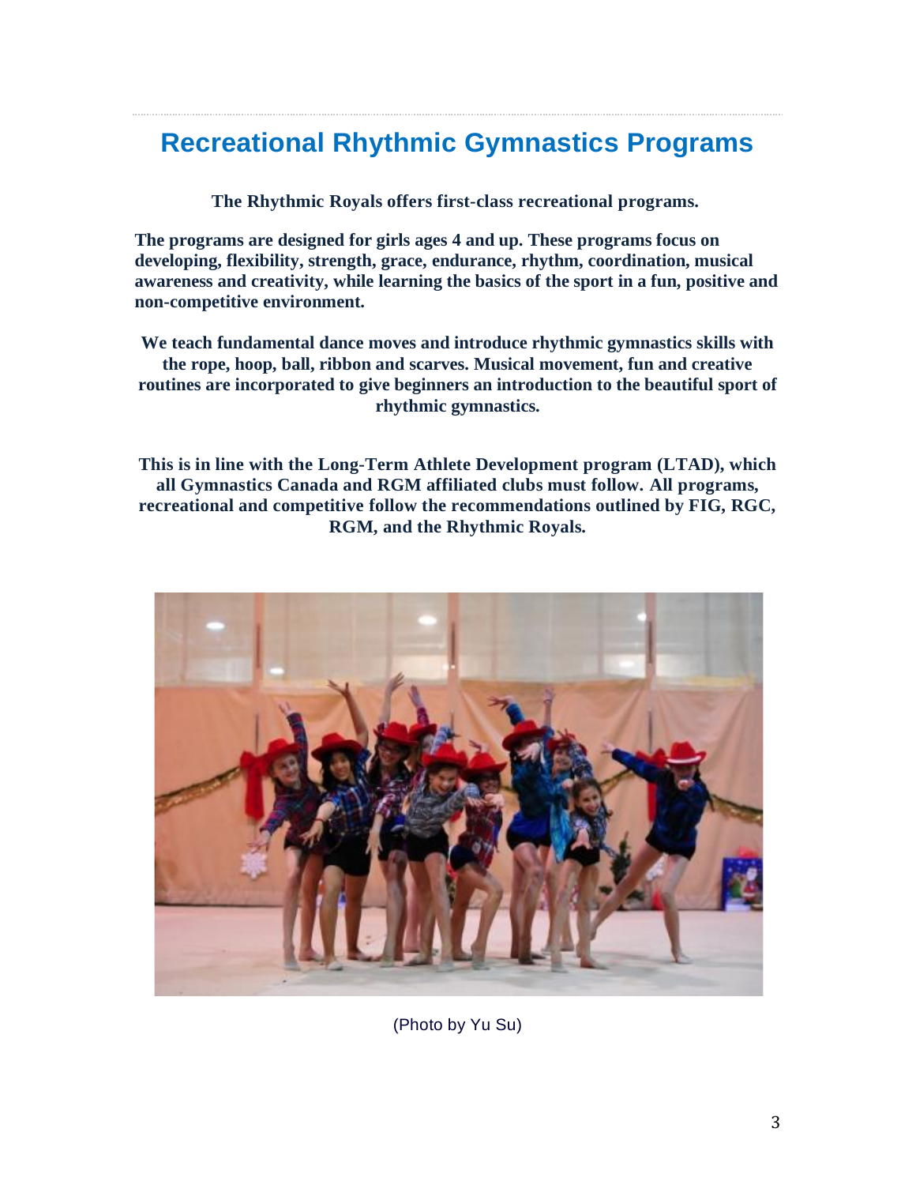## Recreational Rhythmic Gymnastics Programs

**The Rhythmic Royals offers first-class recreational programs.**

**The programs are designed for girls ages 4 and up. These programs focus on developing, flexibility, strength, grace, endurance, rhythm, coordination, musical awareness and creativity, while learning the basics of the sport in a fun, positive and non-competitive environment.**

**We teach fundamental dance moves and introduce rhythmic gymnastics skills with the rope, hoop, ball, ribbon and scarves. Musical movement, fun and creative routines are incorporated to give beginners an introduction to the beautiful sport of rhythmic gymnastics.**

**This is in line with the Long-Term Athlete Development program (LTAD), which all Gymnastics Canada and RGM affiliated clubs must follow. All programs, recreational and competitive follow the recommendations outlined by FIG, RGC, RGM, and the Rhythmic Royals.**

(Photo by Yu Su)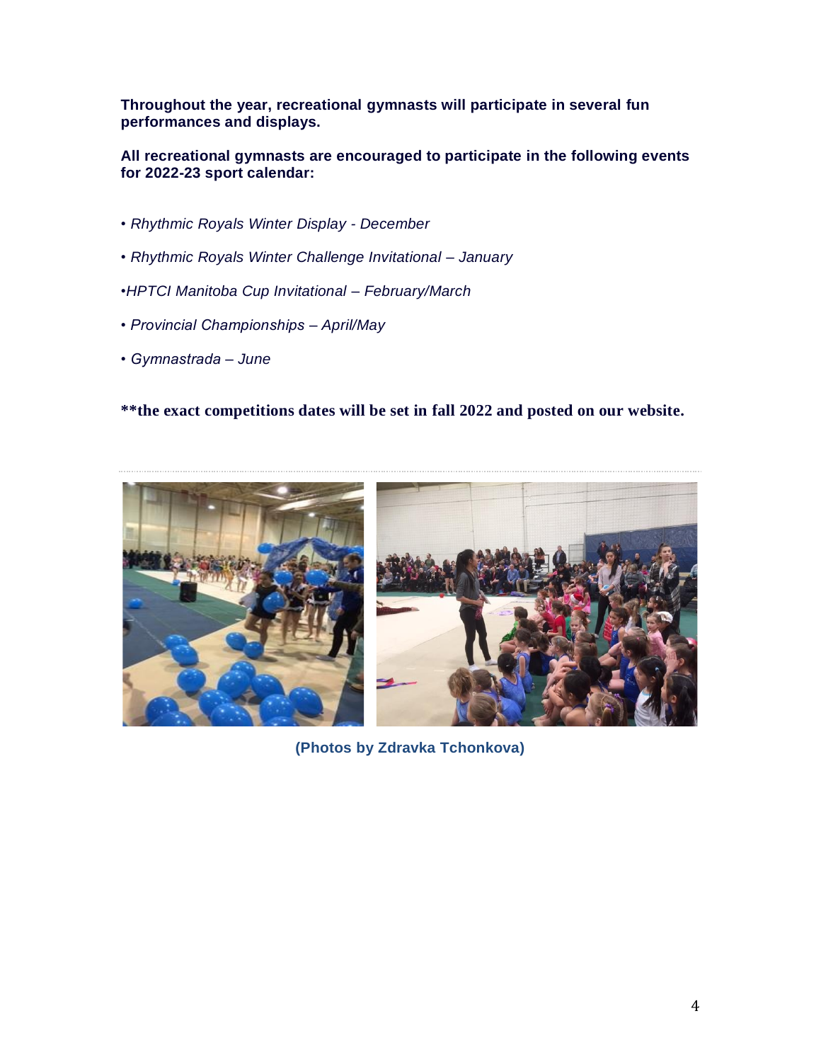**Throughout the year, recreational gymnasts will participate in several fun performances and displays.**

**All recreational gymnasts are encouraged to participate in the following events for 2022-23 sport calendar:**

- *Rhythmic Royals Winter Display - December*
- *Rhythmic Royals Winter Challenge Invitational – January*
- *HPTCI Manitoba Cup Invitational – February/March*
- *Provincial Championships – April/May*
- *Gymnastrada – June*

****the exact competitions dates will be set in fall 2022 and posted on our website.**

---

**(Photos by Zdravka Tchonkova)**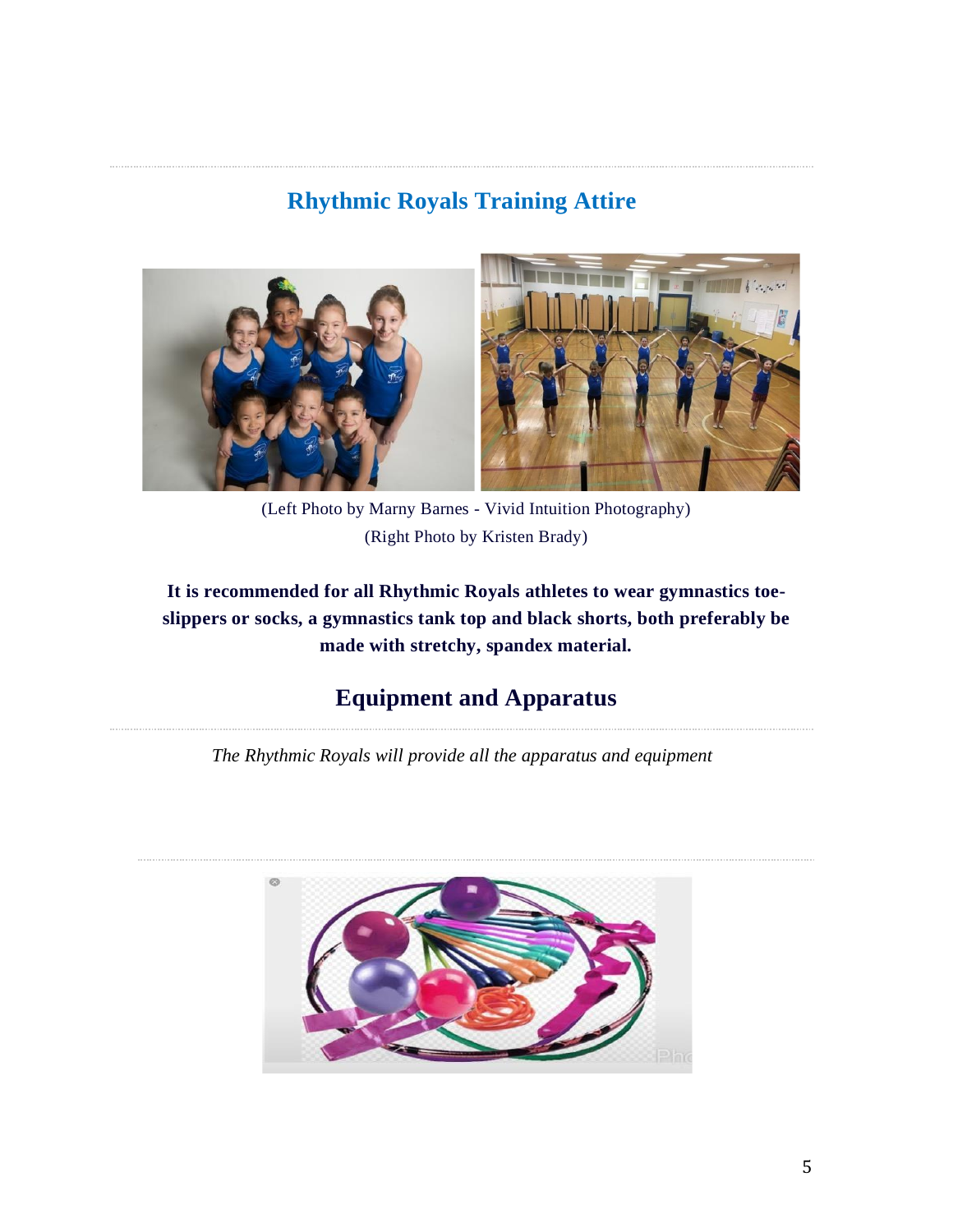## Rhythmic Royals Training Attire

(Left Photo by Marny Barnes - Vivid Intuition Photography)
(Right Photo by Kristen Brady)

**It is recommended for all Rhythmic Royals athletes to wear gymnastics toe-slippers or socks, a gymnastics tank top and black shorts, both preferably be made with stretchy, spandex material.**

## Equipment and Apparatus

*The Rhythmic Royals will provide all the apparatus and equipment*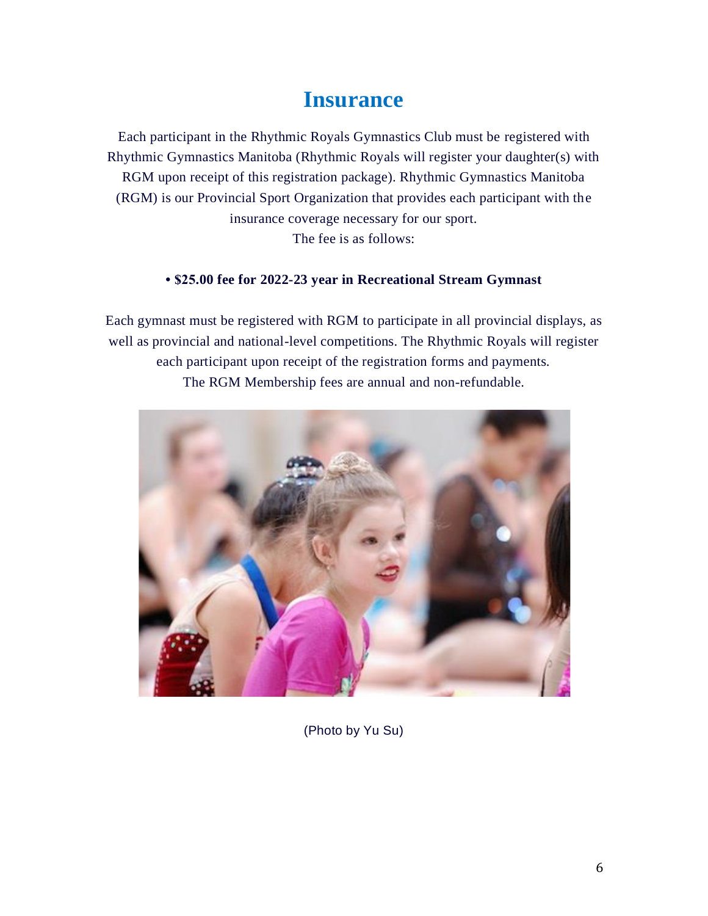# Insurance

Each participant in the Rhythmic Royals Gymnastics Club must be registered with Rhythmic Gymnastics Manitoba (Rhythmic Royals will register your daughter(s) with RGM upon receipt of this registration package). Rhythmic Gymnastics Manitoba (RGM) is our Provincial Sport Organization that provides each participant with the insurance coverage necessary for our sport.
The fee is as follows:

- **$25.00 fee for 2022-23 year in Recreational Stream Gymnast**

Each gymnast must be registered with RGM to participate in all provincial displays, as well as provincial and national-level competitions. The Rhythmic Royals will register each participant upon receipt of the registration forms and payments.
The RGM Membership fees are annual and non-refundable.

(Photo by Yu Su)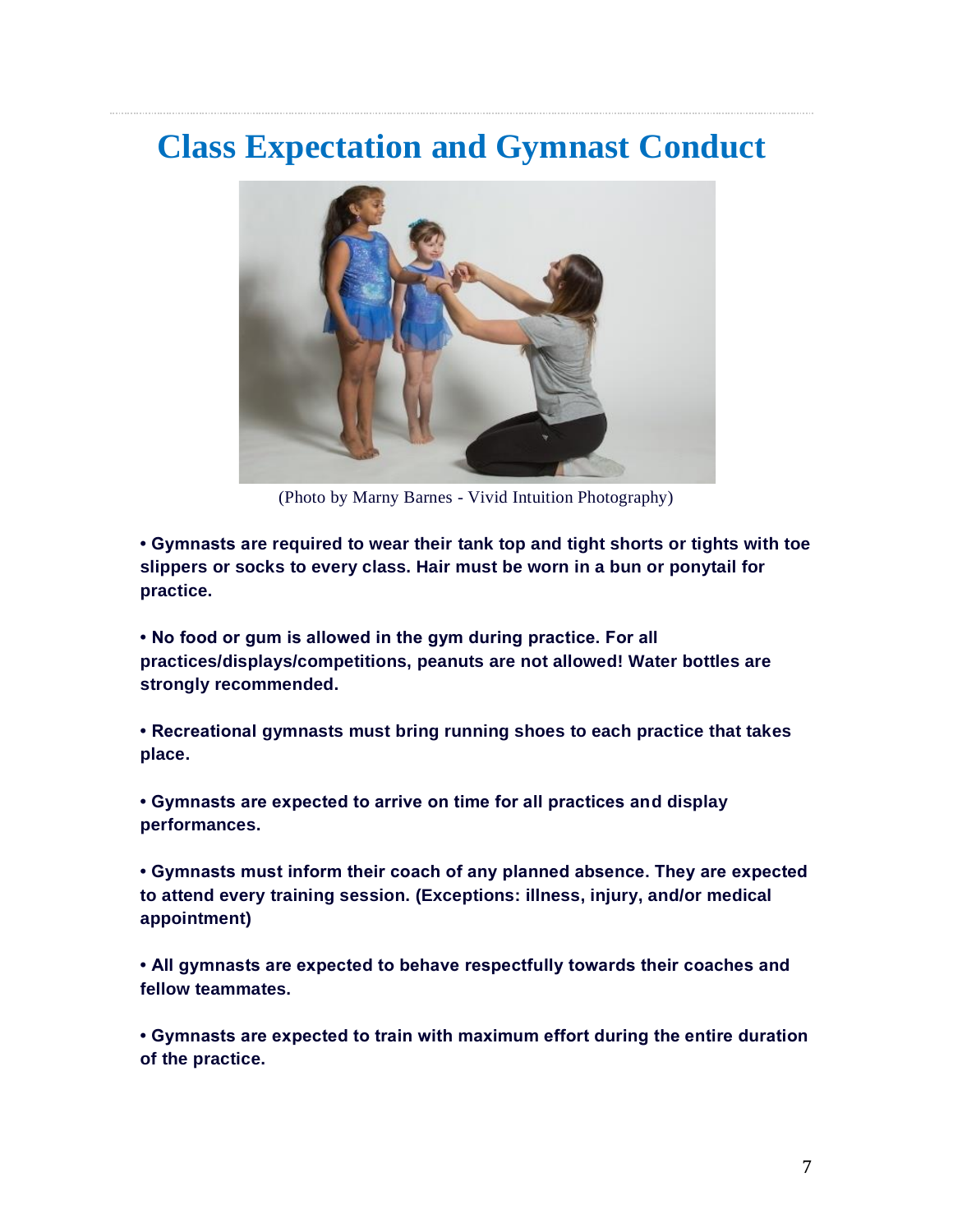# Class Expectation and Gymnast Conduct

(Photo by Marny Barnes - Vivid Intuition Photography)

- **Gymnasts are required to wear their tank top and tight shorts or tights with toe slippers or socks to every class. Hair must be worn in a bun or ponytail for practice.**

- **No food or gum is allowed in the gym during practice. For all practices/displays/competitions, peanuts are not allowed! Water bottles are strongly recommended.**

- **Recreational gymnasts must bring running shoes to each practice that takes place.**

- **Gymnasts are expected to arrive on time for all practices and display performances.**

- **Gymnasts must inform their coach of any planned absence. They are expected to attend every training session. (Exceptions: illness, injury, and/or medical appointment)**

- **All gymnasts are expected to behave respectfully towards their coaches and fellow teammates.**

- **Gymnasts are expected to train with maximum effort during the entire duration of the practice.**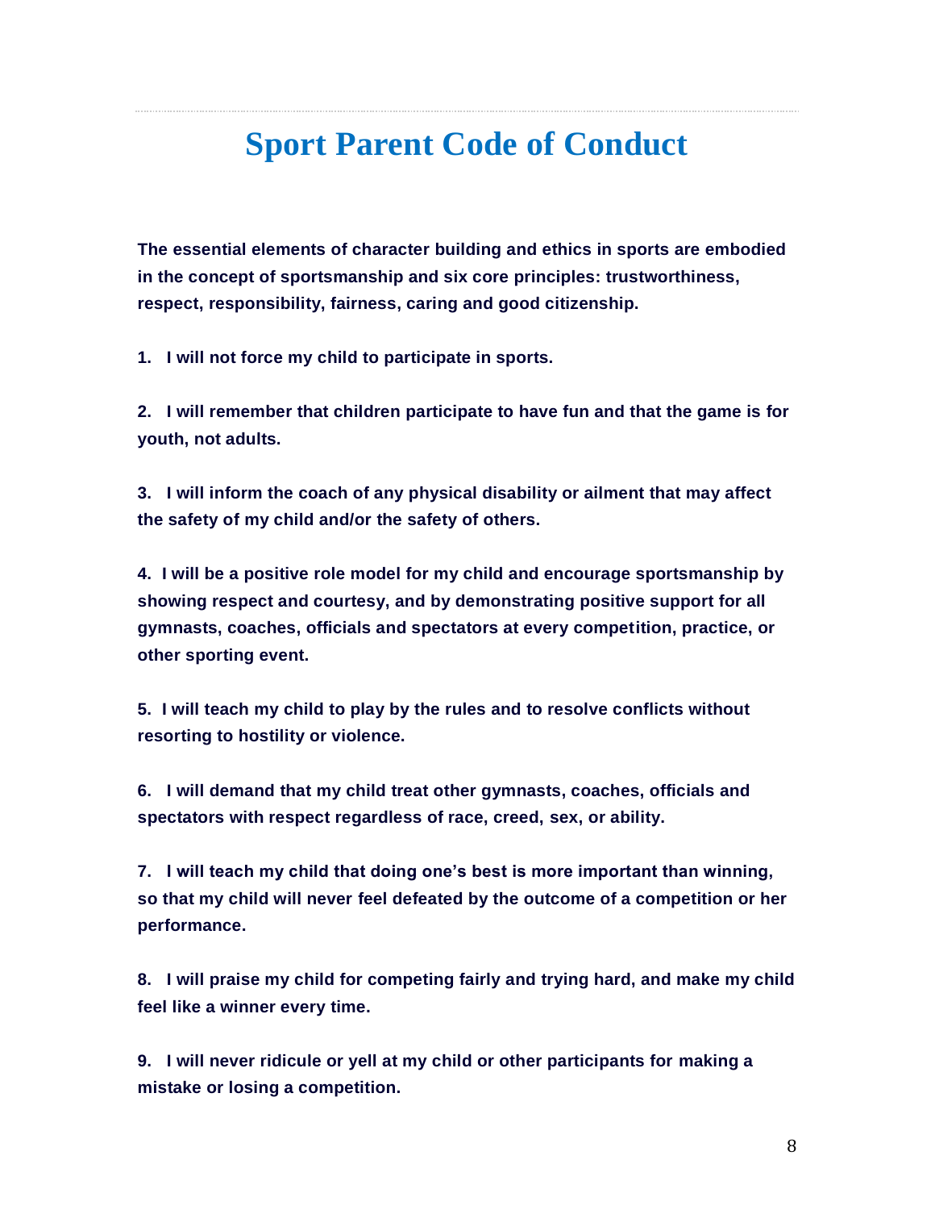# Sport Parent Code of Conduct

**The essential elements of character building and ethics in sports are embodied in the concept of sportsmanship and six core principles: trustworthiness, respect, responsibility, fairness, caring and good citizenship.**

**1. I will not force my child to participate in sports.**

**2. I will remember that children participate to have fun and that the game is for youth, not adults.**

**3. I will inform the coach of any physical disability or ailment that may affect the safety of my child and/or the safety of others.**

**4. I will be a positive role model for my child and encourage sportsmanship by showing respect and courtesy, and by demonstrating positive support for all gymnasts, coaches, officials and spectators at every competition, practice, or other sporting event.**

**5. I will teach my child to play by the rules and to resolve conflicts without resorting to hostility or violence.**

**6. I will demand that my child treat other gymnasts, coaches, officials and spectators with respect regardless of race, creed, sex, or ability.**

**7. I will teach my child that doing one's best is more important than winning, so that my child will never feel defeated by the outcome of a competition or her performance.**

**8. I will praise my child for competing fairly and trying hard, and make my child feel like a winner every time.**

**9. I will never ridicule or yell at my child or other participants for making a mistake or losing a competition.**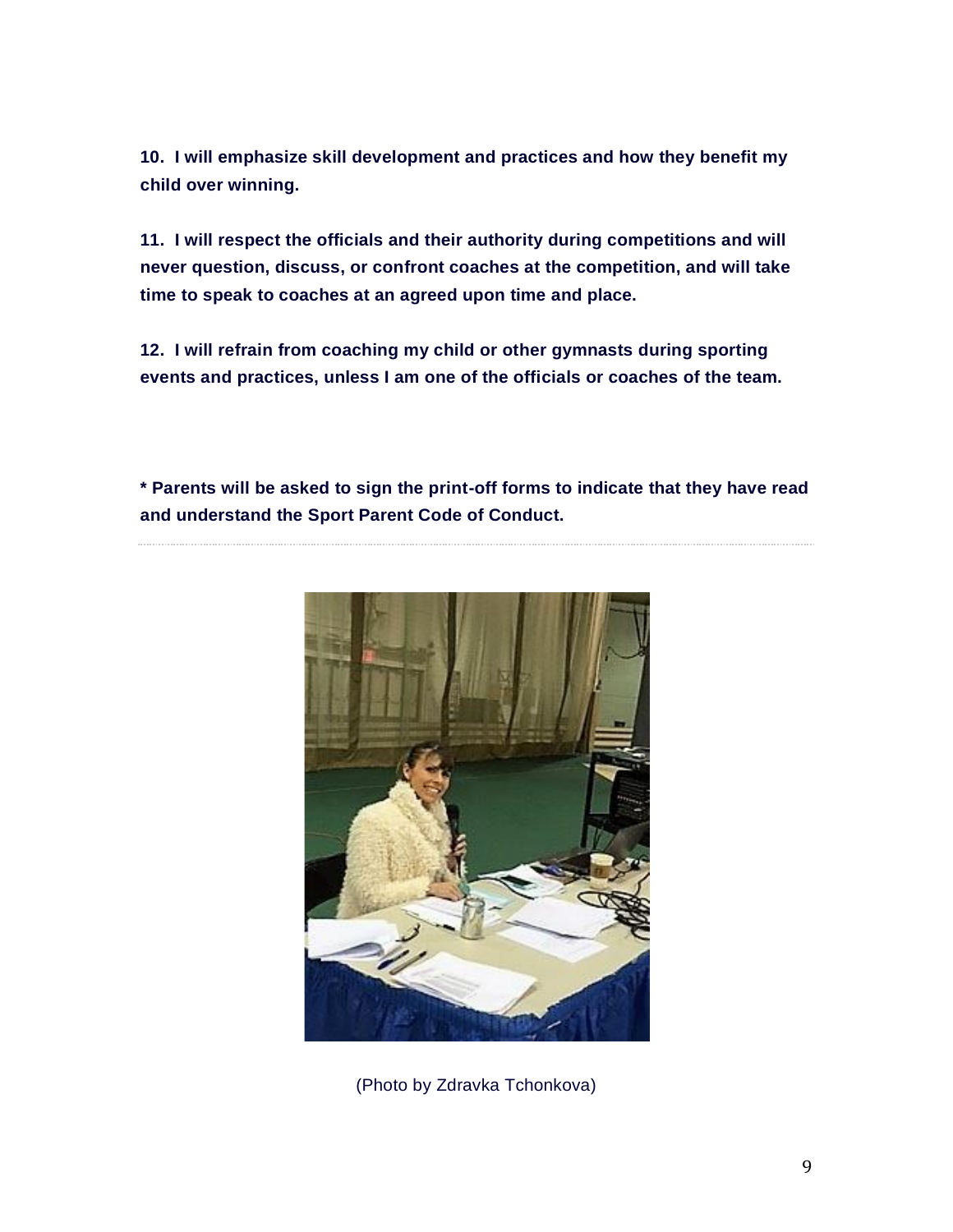**10. I will emphasize skill development and practices and how they benefit my child over winning.**

**11. I will respect the officials and their authority during competitions and will never question, discuss, or confront coaches at the competition, and will take time to speak to coaches at an agreed upon time and place.**

**12. I will refrain from coaching my child or other gymnasts during sporting events and practices, unless I am one of the officials or coaches of the team.**

**\* Parents will be asked to sign the print-off forms to indicate that they have read and understand the Sport Parent Code of Conduct.**

---

(Photo by Zdravka Tchonkova)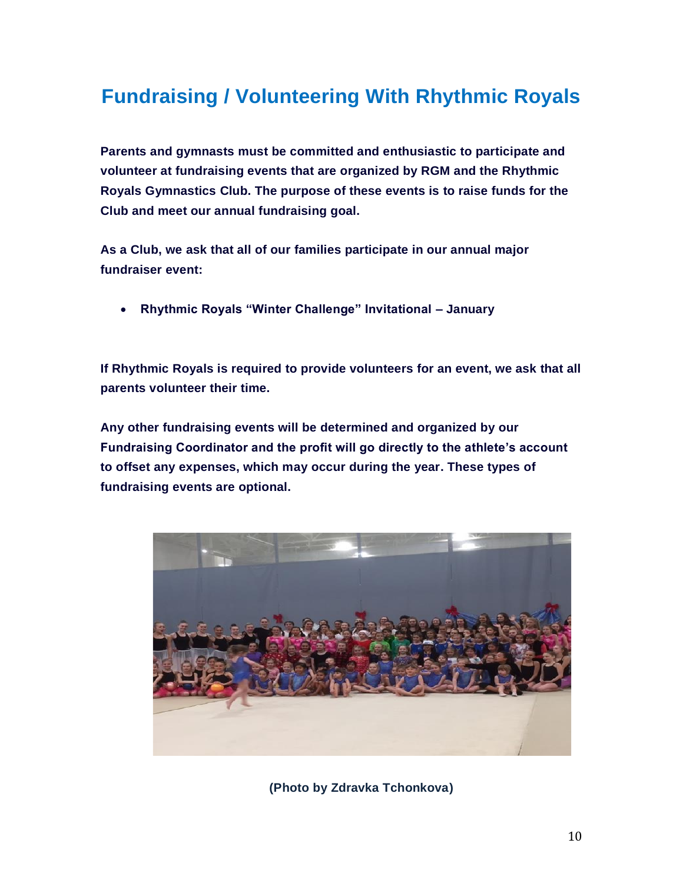# Fundraising / Volunteering With Rhythmic Royals

**Parents and gymnasts must be committed and enthusiastic to participate and volunteer at fundraising events that are organized by RGM and the Rhythmic Royals Gymnastics Club. The purpose of these events is to raise funds for the Club and meet our annual fundraising goal.**

**As a Club, we ask that all of our families participate in our annual major fundraiser event:**

- **Rhythmic Royals "Winter Challenge" Invitational – January**

**If Rhythmic Royals is required to provide volunteers for an event, we ask that all parents volunteer their time.**

**Any other fundraising events will be determined and organized by our Fundraising Coordinator and the profit will go directly to the athlete's account to offset any expenses, which may occur during the year. These types of fundraising events are optional.**

**(Photo by Zdravka Tchonkova)**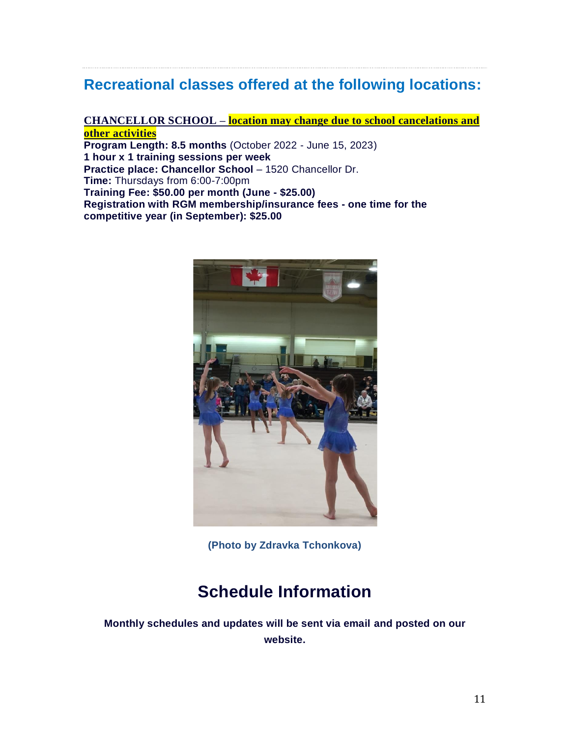## Recreational classes offered at the following locations:

**CHANCELLOR SCHOOL – location may change due to school cancelations and other activities**

**Program Length: 8.5 months** (October 2022 - June 15, 2023)
**1 hour x 1 training sessions per week**
**Practice place: Chancellor School** – 1520 Chancellor Dr.
**Time:** Thursdays from 6:00-7:00pm
**Training Fee: $50.00 per month (June - $25.00)**
**Registration with RGM membership/insurance fees - one time for the competitive year (in September): $25.00**

**(Photo by Zdravka Tchonkova)**

# Schedule Information

**Monthly schedules and updates will be sent via email and posted on our website.**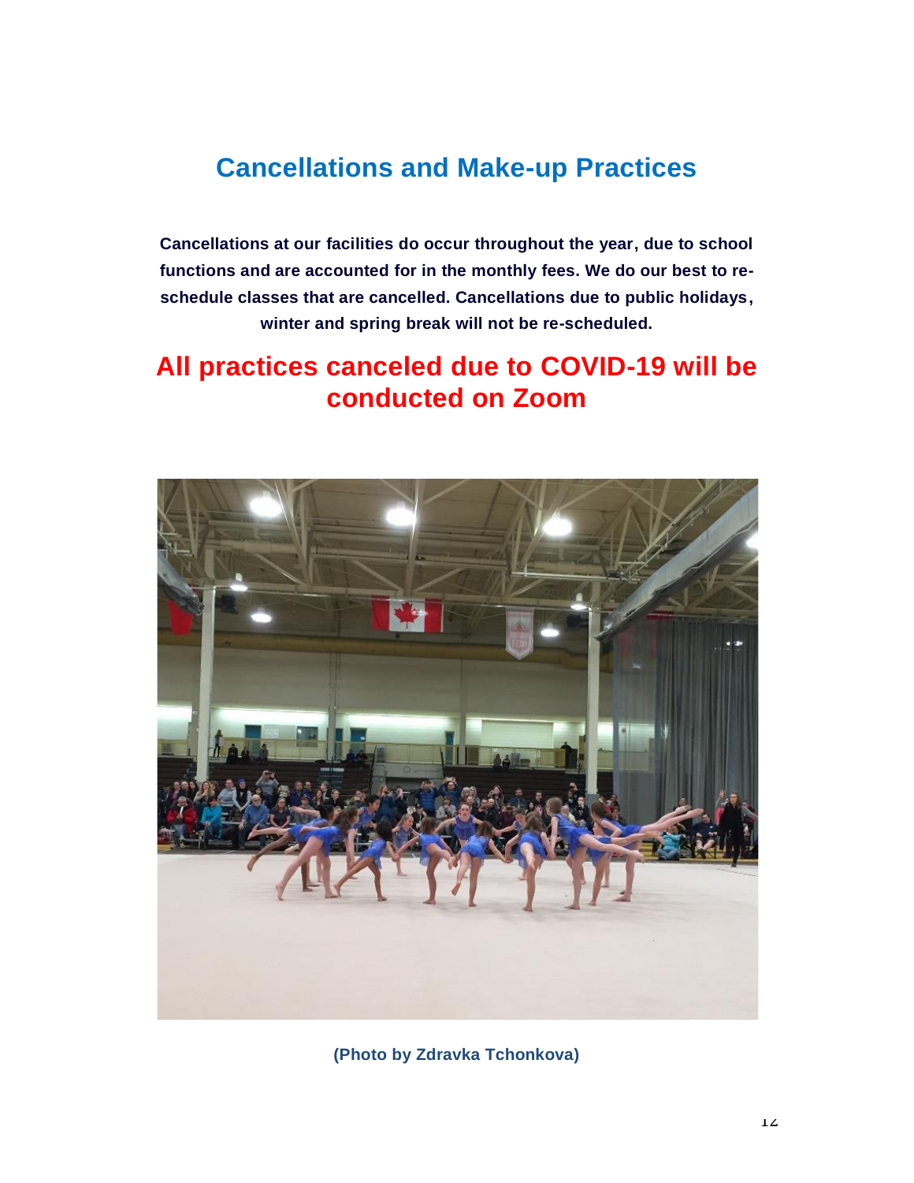## Cancellations and Make-up Practices

**Cancellations at our facilities do occur throughout the year, due to school functions and are accounted for in the monthly fees. We do our best to re-schedule classes that are cancelled. Cancellations due to public holidays, winter and spring break will not be re-scheduled.**

## All practices canceled due to COVID-19 will be conducted on Zoom

**(Photo by Zdravka Tchonkova)**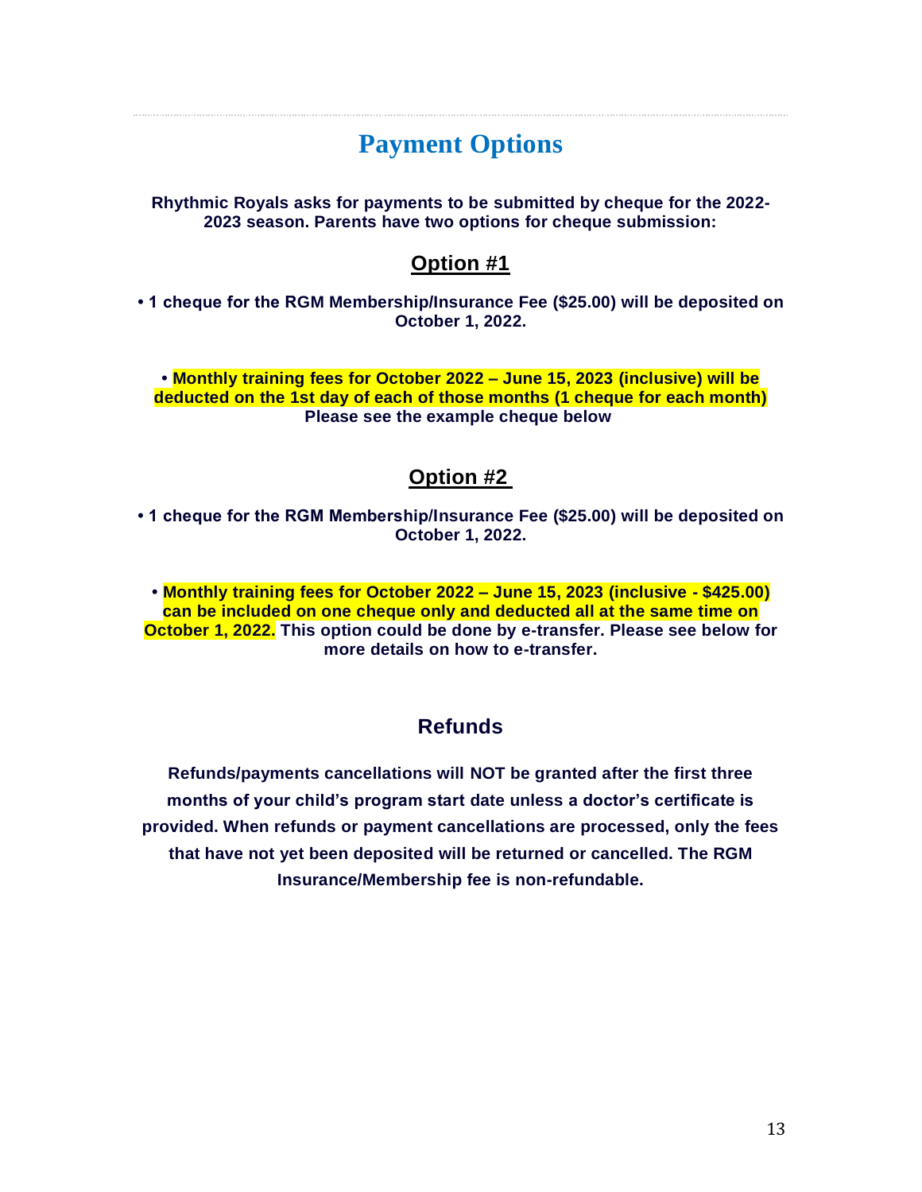# Payment Options

**Rhythmic Royals asks for payments to be submitted by cheque for the 2022-2023 season. Parents have two options for cheque submission:**

## Option #1

**• 1 cheque for the RGM Membership/Insurance Fee ($25.00) will be deposited on October 1, 2022.**

**• Monthly training fees for October 2022 – June 15, 2023 (inclusive) will be deducted on the 1st day of each of those months (1 cheque for each month) Please see the example cheque below**

## Option #2

**• 1 cheque for the RGM Membership/Insurance Fee ($25.00) will be deposited on October 1, 2022.**

**• Monthly training fees for October 2022 – June 15, 2023 (inclusive - $425.00) can be included on one cheque only and deducted all at the same time on October 1, 2022. This option could be done by e-transfer. Please see below for more details on how to e-transfer.**

## Refunds

**Refunds/payments cancellations will NOT be granted after the first three months of your child's program start date unless a doctor's certificate is provided. When refunds or payment cancellations are processed, only the fees that have not yet been deposited will be returned or cancelled. The RGM Insurance/Membership fee is non-refundable.**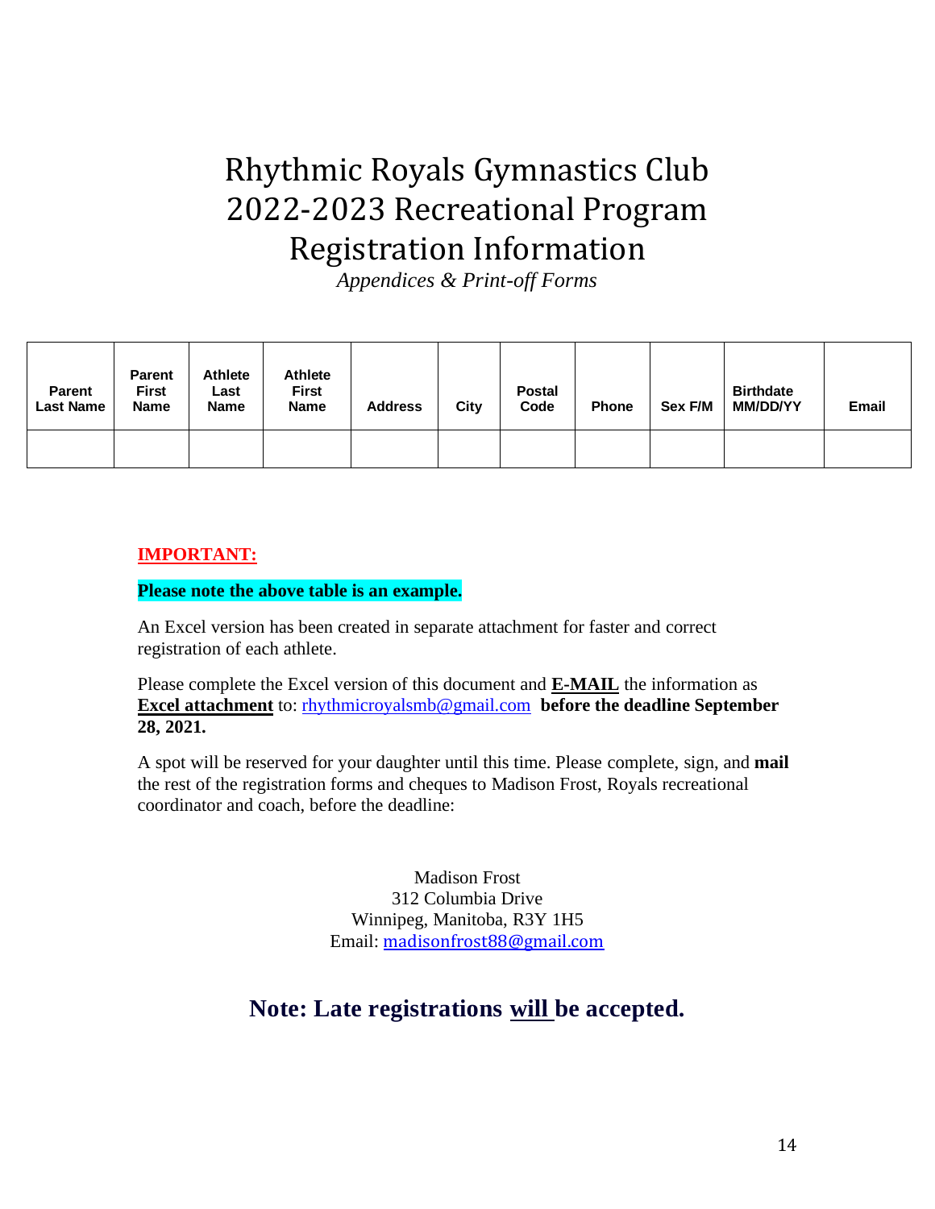# Rhythmic Royals Gymnastics Club 2022-2023 Recreational Program Registration Information

*Appendices & Print-off Forms*

| Parent Last Name | Parent First Name | Athlete Last Name | Athlete First Name | Address | City | Postal Code | Phone | Sex F/M | Birthdate MM/DD/YY | Email |
|---|---|---|---|---|---|---|---|---|---|---|
| | | | | | | | | | | |

**IMPORTANT:**

**Please note the above table is an example.**

An Excel version has been created in separate attachment for faster and correct registration of each athlete.

Please complete the Excel version of this document and **E-MAIL** the information as **Excel attachment** to: rhythmicroyalsmb@gmail.com **before the deadline September 28, 2021.**

A spot will be reserved for your daughter until this time. Please complete, sign, and **mail** the rest of the registration forms and cheques to Madison Frost, Royals recreational coordinator and coach, before the deadline:

Madison Frost
312 Columbia Drive
Winnipeg, Manitoba, R3Y 1H5
Email: madisonfrost88@gmail.com

## Note: Late registrations will be accepted.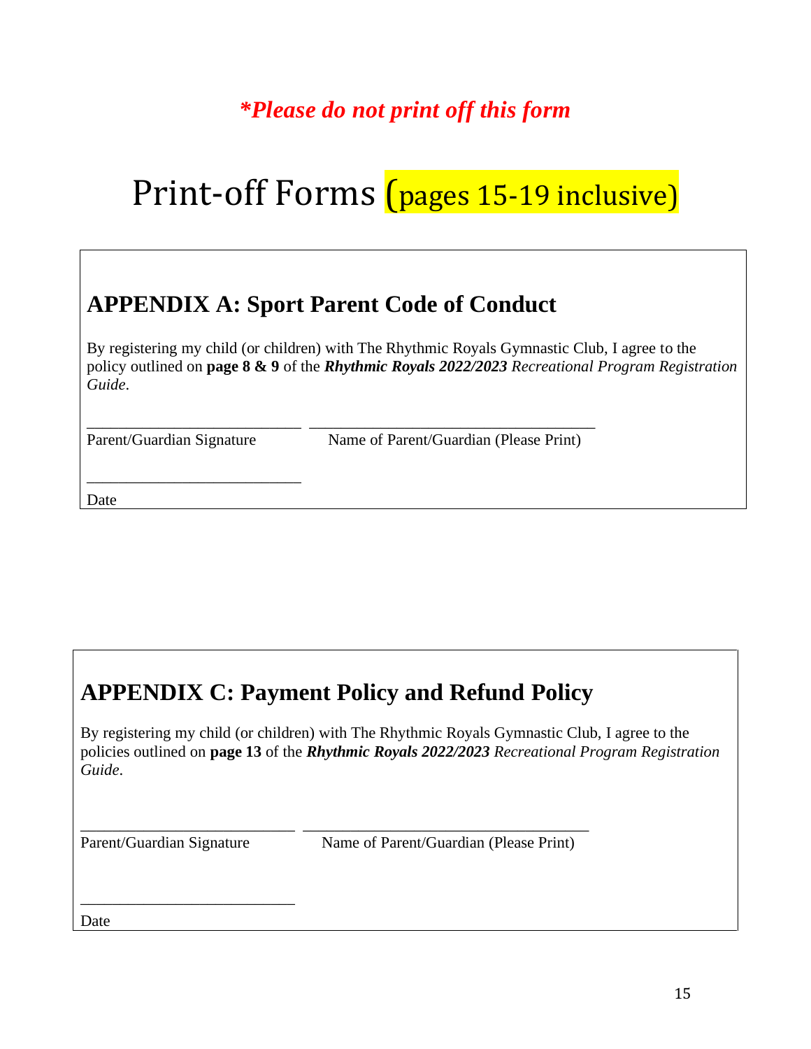***Please do not print off this form***

# Print-off Forms (pages 15-19 inclusive)

## APPENDIX A: Sport Parent Code of Conduct

By registering my child (or children) with The Rhythmic Royals Gymnastic Club, I agree to the policy outlined on **page 8 & 9** of the ***Rhythmic Royals 2022/2023*** *Recreational Program Registration Guide*.

\_\_\_\_\_\_\_\_\_\_\_\_\_\_\_\_\_\_\_\_\_\_\_\_\_\_\_ \_\_\_\_\_\_\_\_\_\_\_\_\_\_\_\_\_\_\_\_\_\_\_\_\_\_\_\_\_\_\_\_\_\_\_\_

Parent/Guardian Signature Name of Parent/Guardian (Please Print)

\_\_\_\_\_\_\_\_\_\_\_\_\_\_\_\_\_\_\_\_\_\_\_\_\_\_\_

Date

## APPENDIX C: Payment Policy and Refund Policy

By registering my child (or children) with The Rhythmic Royals Gymnastic Club, I agree to the policies outlined on **page 13** of the ***Rhythmic Royals 2022/2023*** *Recreational Program Registration Guide*.

\_\_\_\_\_\_\_\_\_\_\_\_\_\_\_\_\_\_\_\_\_\_\_\_\_\_\_ \_\_\_\_\_\_\_\_\_\_\_\_\_\_\_\_\_\_\_\_\_\_\_\_\_\_\_\_\_\_\_\_\_\_\_\_

Parent/Guardian Signature Name of Parent/Guardian (Please Print)

\_\_\_\_\_\_\_\_\_\_\_\_\_\_\_\_\_\_\_\_\_\_\_\_\_\_\_

Date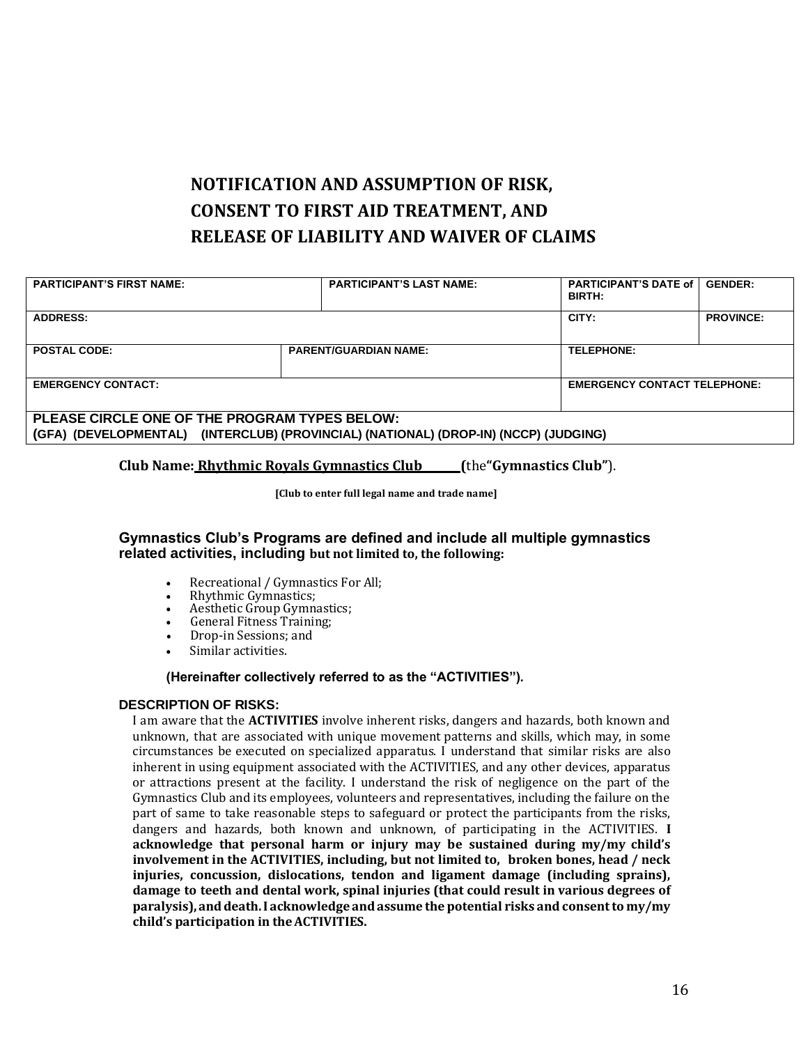# NOTIFICATION AND ASSUMPTION OF RISK, CONSENT TO FIRST AID TREATMENT, AND RELEASE OF LIABILITY AND WAIVER OF CLAIMS

| PARTICIPANT'S FIRST NAME: | | PARTICIPANT'S LAST NAME: | PARTICIPANT'S DATE of BIRTH: | GENDER: |
|---|---|---|---|---|
| ADDRESS: | | | CITY: | PROVINCE: |
| POSTAL CODE: | PARENT/GUARDIAN NAME: | | TELEPHONE: | |
| EMERGENCY CONTACT: | | | EMERGENCY CONTACT TELEPHONE: | |
| PLEASE CIRCLE ONE OF THE PROGRAM TYPES BELOW: (GFA) (DEVELOPMENTAL) (INTERCLUB) (PROVINCIAL) (NATIONAL) (DROP-IN) (NCCP) (JUDGING) | | | | |

**Club Name: Rhythmic Royals Gymnastics Club** (the **"Gymnastics Club"**).

**[Club to enter full legal name and trade name]**

**Gymnastics Club's Programs are defined and include all multiple gymnastics related activities, including but not limited to, the following:**

- Recreational / Gymnastics For All;
- Rhythmic Gymnastics;
- Aesthetic Group Gymnastics;
- General Fitness Training;
- Drop-in Sessions; and
- Similar activities.

**(Hereinafter collectively referred to as the "ACTIVITIES").**

**DESCRIPTION OF RISKS:**

I am aware that the **ACTIVITIES** involve inherent risks, dangers and hazards, both known and unknown, that are associated with unique movement patterns and skills, which may, in some circumstances be executed on specialized apparatus. I understand that similar risks are also inherent in using equipment associated with the ACTIVITIES, and any other devices, apparatus or attractions present at the facility. I understand the risk of negligence on the part of the Gymnastics Club and its employees, volunteers and representatives, including the failure on the part of same to take reasonable steps to safeguard or protect the participants from the risks, dangers and hazards, both known and unknown, of participating in the ACTIVITIES. **I acknowledge that personal harm or injury may be sustained during my/my child's involvement in the ACTIVITIES, including, but not limited to, broken bones, head / neck injuries, concussion, dislocations, tendon and ligament damage (including sprains), damage to teeth and dental work, spinal injuries (that could result in various degrees of paralysis), and death. I acknowledge and assume the potential risks and consent to my/my child's participation in the ACTIVITIES.**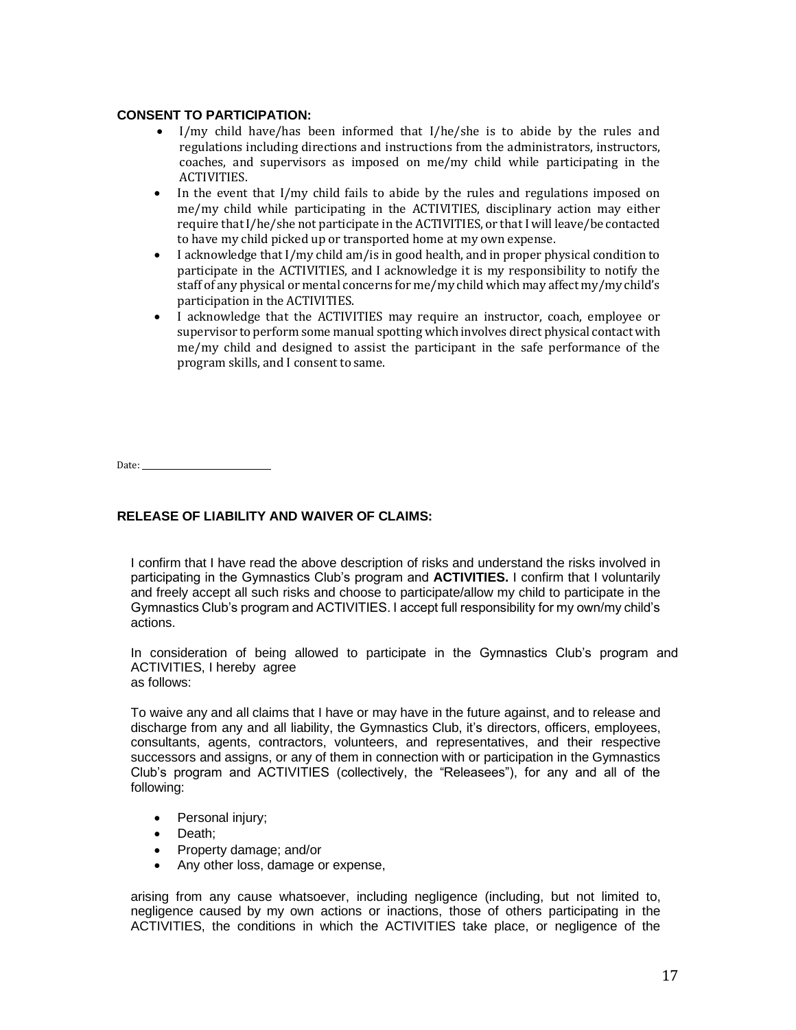**CONSENT TO PARTICIPATION:**

- I/my child have/has been informed that I/he/she is to abide by the rules and regulations including directions and instructions from the administrators, instructors, coaches, and supervisors as imposed on me/my child while participating in the ACTIVITIES.
- In the event that I/my child fails to abide by the rules and regulations imposed on me/my child while participating in the ACTIVITIES, disciplinary action may either require that I/he/she not participate in the ACTIVITIES, or that I will leave/be contacted to have my child picked up or transported home at my own expense.
- I acknowledge that I/my child am/is in good health, and in proper physical condition to participate in the ACTIVITIES, and I acknowledge it is my responsibility to notify the staff of any physical or mental concerns for me/my child which may affect my/my child's participation in the ACTIVITIES.
- I acknowledge that the ACTIVITIES may require an instructor, coach, employee or supervisor to perform some manual spotting which involves direct physical contact with me/my child and designed to assist the participant in the safe performance of the program skills, and I consent to same.

Date: ____________________

**RELEASE OF LIABILITY AND WAIVER OF CLAIMS:**

I confirm that I have read the above description of risks and understand the risks involved in participating in the Gymnastics Club's program and **ACTIVITIES.** I confirm that I voluntarily and freely accept all such risks and choose to participate/allow my child to participate in the Gymnastics Club's program and ACTIVITIES. I accept full responsibility for my own/my child's actions.

In consideration of being allowed to participate in the Gymnastics Club's program and ACTIVITIES, I hereby agree as follows:

To waive any and all claims that I have or may have in the future against, and to release and discharge from any and all liability, the Gymnastics Club, it's directors, officers, employees, consultants, agents, contractors, volunteers, and representatives, and their respective successors and assigns, or any of them in connection with or participation in the Gymnastics Club's program and ACTIVITIES (collectively, the "Releasees"), for any and all of the following:

- Personal injury;
- Death;
- Property damage; and/or
- Any other loss, damage or expense,

arising from any cause whatsoever, including negligence (including, but not limited to, negligence caused by my own actions or inactions, those of others participating in the ACTIVITIES, the conditions in which the ACTIVITIES take place, or negligence of the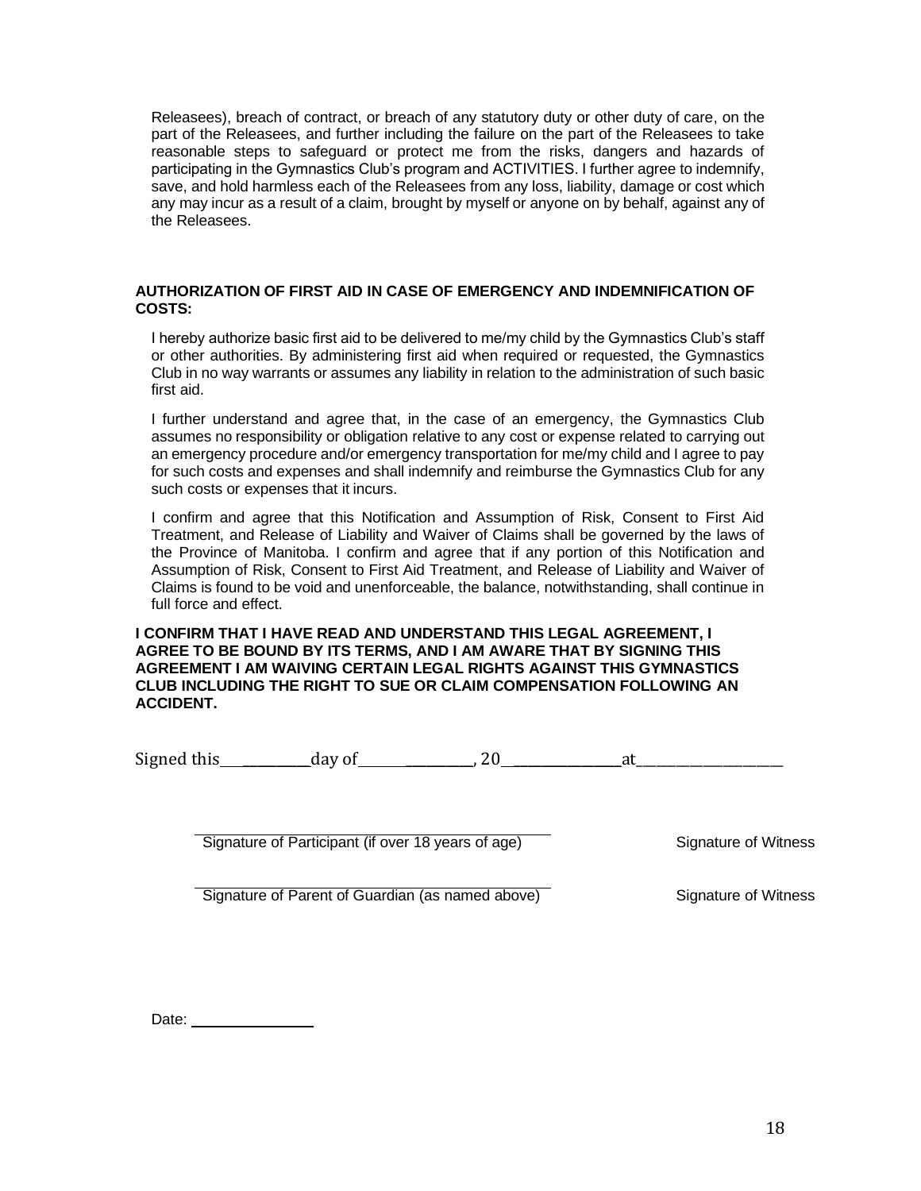Releasees), breach of contract, or breach of any statutory duty or other duty of care, on the part of the Releasees, and further including the failure on the part of the Releasees to take reasonable steps to safeguard or protect me from the risks, dangers and hazards of participating in the Gymnastics Club's program and ACTIVITIES. I further agree to indemnify, save, and hold harmless each of the Releasees from any loss, liability, damage or cost which any may incur as a result of a claim, brought by myself or anyone on by behalf, against any of the Releasees.

**AUTHORIZATION OF FIRST AID IN CASE OF EMERGENCY AND INDEMNIFICATION OF COSTS:**

I hereby authorize basic first aid to be delivered to me/my child by the Gymnastics Club's staff or other authorities. By administering first aid when required or requested, the Gymnastics Club in no way warrants or assumes any liability in relation to the administration of such basic first aid.

I further understand and agree that, in the case of an emergency, the Gymnastics Club assumes no responsibility or obligation relative to any cost or expense related to carrying out an emergency procedure and/or emergency transportation for me/my child and I agree to pay for such costs and expenses and shall indemnify and reimburse the Gymnastics Club for any such costs or expenses that it incurs.

I confirm and agree that this Notification and Assumption of Risk, Consent to First Aid Treatment, and Release of Liability and Waiver of Claims shall be governed by the laws of the Province of Manitoba. I confirm and agree that if any portion of this Notification and Assumption of Risk, Consent to First Aid Treatment, and Release of Liability and Waiver of Claims is found to be void and unenforceable, the balance, notwithstanding, shall continue in full force and effect.

**I CONFIRM THAT I HAVE READ AND UNDERSTAND THIS LEGAL AGREEMENT, I AGREE TO BE BOUND BY ITS TERMS, AND I AM AWARE THAT BY SIGNING THIS AGREEMENT I AM WAIVING CERTAIN LEGAL RIGHTS AGAINST THIS GYMNASTICS CLUB INCLUDING THE RIGHT TO SUE OR CLAIM COMPENSATION FOLLOWING AN ACCIDENT.**

Signed this__________day of__________, 20______________at__________________

Signature of Participant (if over 18 years of age) Signature of Witness

Signature of Parent of Guardian (as named above) Signature of Witness

Date: _______________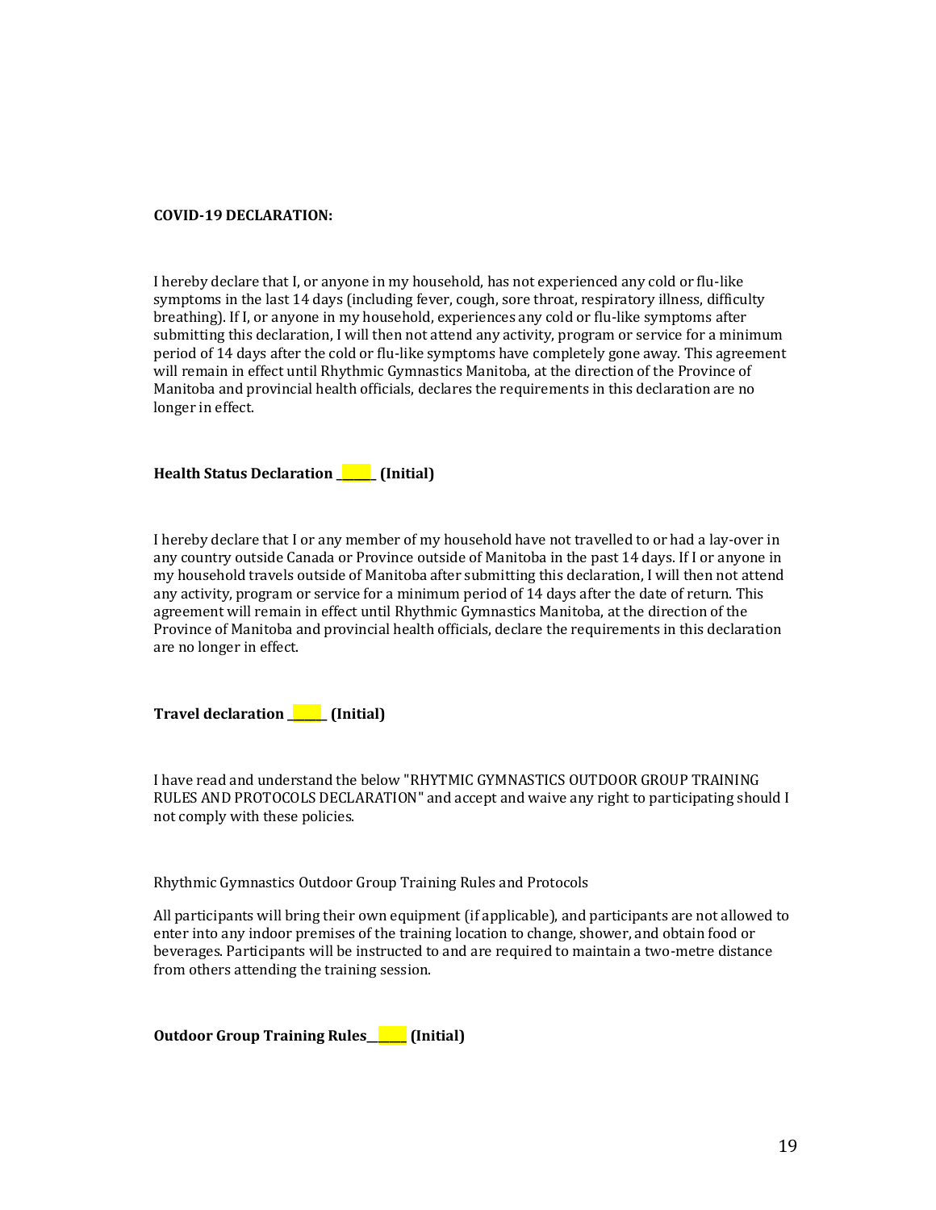**COVID-19 DECLARATION:**

I hereby declare that I, or anyone in my household, has not experienced any cold or flu-like symptoms in the last 14 days (including fever, cough, sore throat, respiratory illness, difficulty breathing). If I, or anyone in my household, experiences any cold or flu-like symptoms after submitting this declaration, I will then not attend any activity, program or service for a minimum period of 14 days after the cold or flu-like symptoms have completely gone away. This agreement will remain in effect until Rhythmic Gymnastics Manitoba, at the direction of the Province of Manitoba and provincial health officials, declares the requirements in this declaration are no longer in effect.

**Health Status Declaration ______ (Initial)**

I hereby declare that I or any member of my household have not travelled to or had a lay-over in any country outside Canada or Province outside of Manitoba in the past 14 days. If I or anyone in my household travels outside of Manitoba after submitting this declaration, I will then not attend any activity, program or service for a minimum period of 14 days after the date of return. This agreement will remain in effect until Rhythmic Gymnastics Manitoba, at the direction of the Province of Manitoba and provincial health officials, declare the requirements in this declaration are no longer in effect.

**Travel declaration ______ (Initial)**

I have read and understand the below "RHYTMIC GYMNASTICS OUTDOOR GROUP TRAINING RULES AND PROTOCOLS DECLARATION" and accept and waive any right to participating should I not comply with these policies.

Rhythmic Gymnastics Outdoor Group Training Rules and Protocols

All participants will bring their own equipment (if applicable), and participants are not allowed to enter into any indoor premises of the training location to change, shower, and obtain food or beverages. Participants will be instructed to and are required to maintain a two-metre distance from others attending the training session.

**Outdoor Group Training Rules______ (Initial)**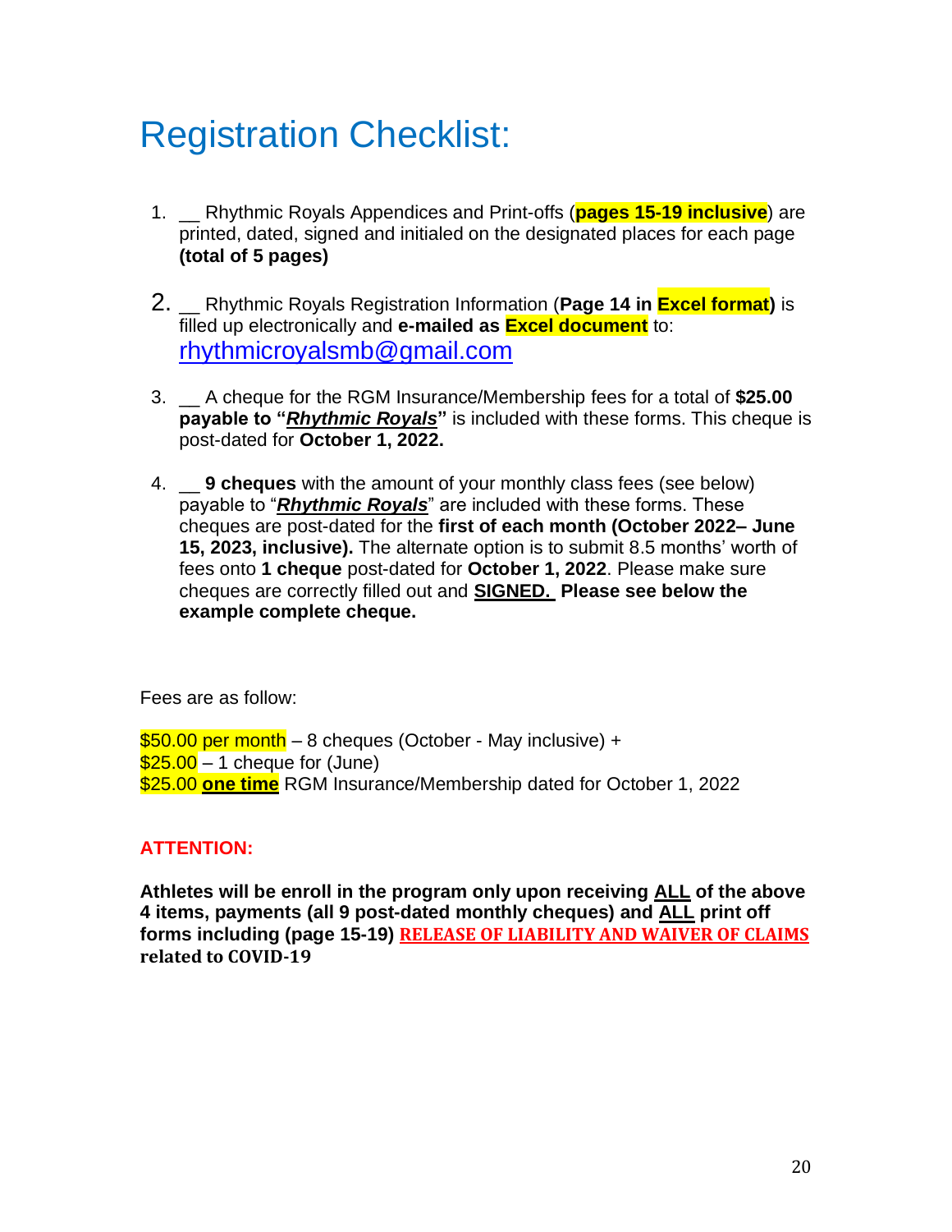# Registration Checklist:

1. __ Rhythmic Royals Appendices and Print-offs (**pages 15-19 inclusive**) are printed, dated, signed and initialed on the designated places for each page **(total of 5 pages)**

2. __ Rhythmic Royals Registration Information (**Page 14 in Excel format)** is filled up electronically and **e-mailed as Excel document** to: rhythmicroyalsmb@gmail.com

3. __ A cheque for the RGM Insurance/Membership fees for a total of **$25.00 payable to "*Rhythmic Royals*"** is included with these forms. This cheque is post-dated for **October 1, 2022.**

4. __ **9 cheques** with the amount of your monthly class fees (see below) payable to "***Rhythmic Royals***" are included with these forms. These cheques are post-dated for the **first of each month (October 2022– June 15, 2023, inclusive).** The alternate option is to submit 8.5 months' worth of fees onto **1 cheque** post-dated for **October 1, 2022**. Please make sure cheques are correctly filled out and **SIGNED. Please see below the example complete cheque.**

Fees are as follow:

$50.00 per month – 8 cheques (October - May inclusive) +
$25.00 – 1 cheque for (June)
$25.00 **one time** RGM Insurance/Membership dated for October 1, 2022

**ATTENTION:**

**Athletes will be enroll in the program only upon receiving ALL of the above 4 items, payments (all 9 post-dated monthly cheques) and ALL print off forms including (page 15-19) RELEASE OF LIABILITY AND WAIVER OF CLAIMS related to COVID-19**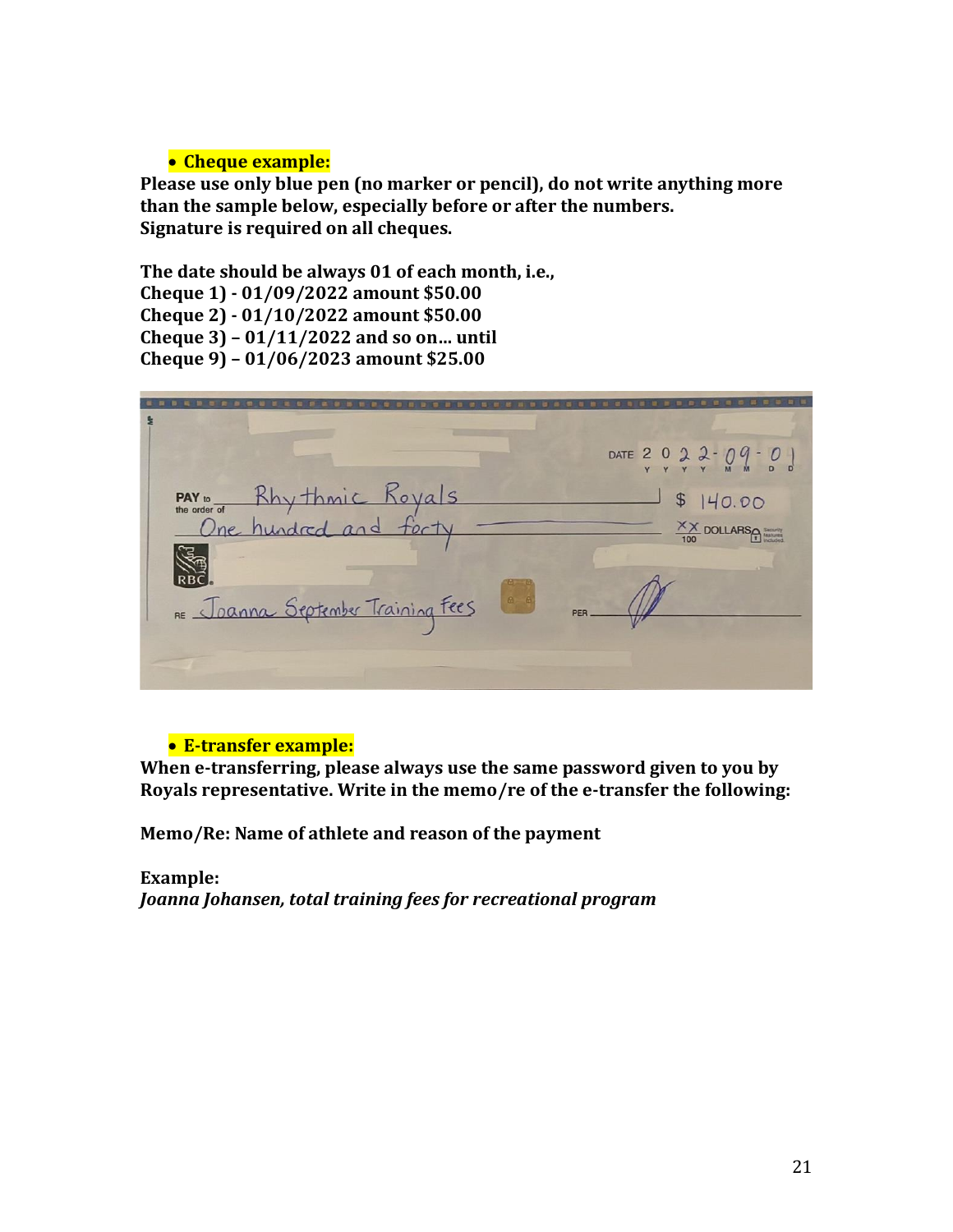- **Cheque example:**

**Please use only blue pen (no marker or pencil), do not write anything more than the sample below, especially before or after the numbers.**
**Signature is required on all cheques.**

**The date should be always 01 of each month, i.e.,**
**Cheque 1) - 01/09/2022 amount $50.00**
**Cheque 2) - 01/10/2022 amount $50.00**
**Cheque 3) – 01/11/2022 and so on… until**
**Cheque 9) – 01/06/2023 amount $25.00**

- **E-transfer example:**

**When e-transferring, please always use the same password given to you by Royals representative. Write in the memo/re of the e-transfer the following:**

**Memo/Re: Name of athlete and reason of the payment**

**Example:**
***Joanna Johansen, total training fees for recreational program***